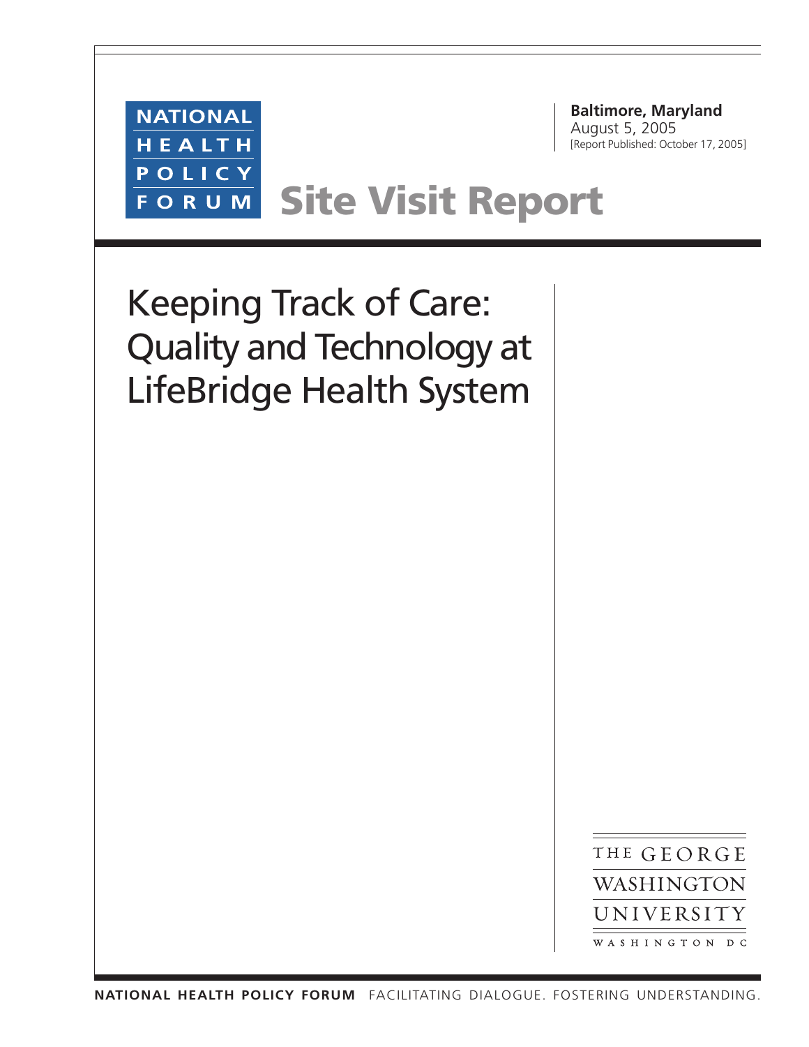NATIONAL HEALTH POLICY FORUM

**Baltimore, Maryland**
August 5, 2005
[Report Published: October 17, 2005]

# Site Visit Report

# Keeping Track of Care: Quality and Technology at LifeBridge Health System

THE GEORGE WASHINGTON UNIVERSITY
WASHINGTON DC

**NATIONAL HEALTH POLICY FORUM** FACILITATING DIALOGUE. FOSTERING UNDERSTANDING.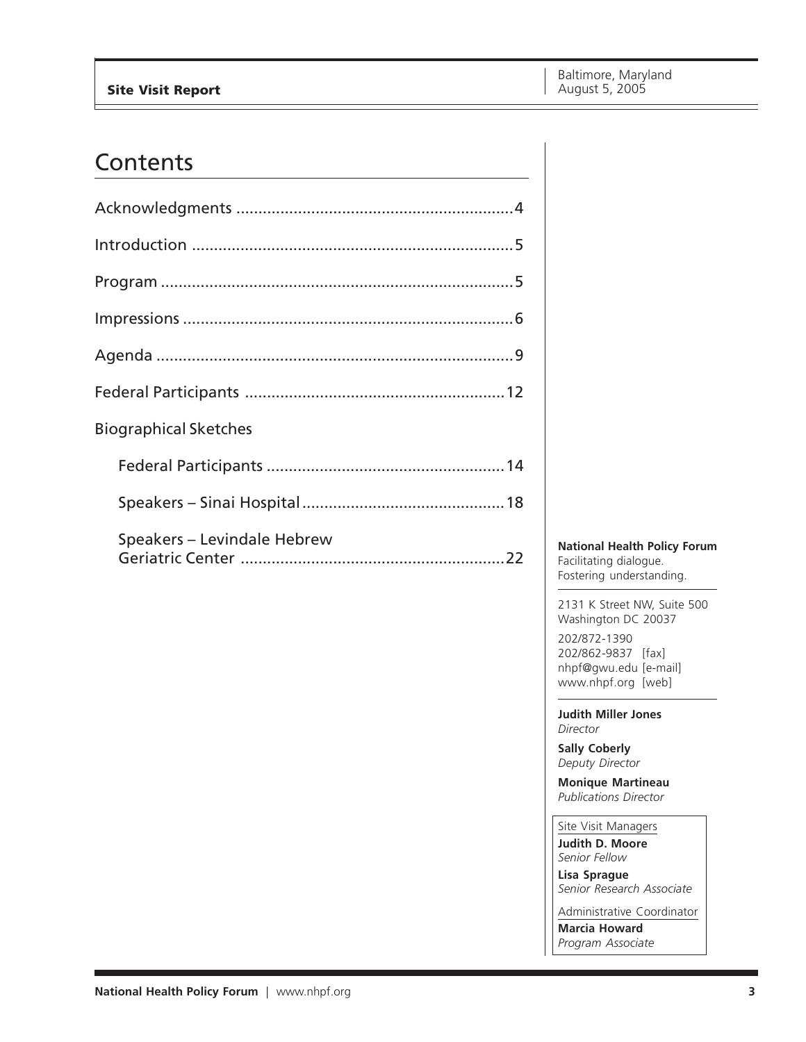# Contents

Acknowledgments ........................................................................ 4

Introduction .................................................................................. 5

Program ........................................................................................ 5

Impressions .................................................................................. 6

Agenda .......................................................................................... 9

Federal Participants ..................................................................... 12

Biographical Sketches

- Federal Participants ................................................................. 14
- Speakers – Sinai Hospital ......................................................... 18
- Speakers – Levindale Hebrew Geriatric Center ........................ 22

**National Health Policy Forum**
Facilitating dialogue.
Fostering understanding.

2131 K Street NW, Suite 500
Washington DC 20037

202/872-1390
202/862-9837 [fax]
nhpf@gwu.edu [e-mail]
www.nhpf.org [web]

**Judith Miller Jones**
*Director*

**Sally Coberly**
*Deputy Director*

**Monique Martineau**
*Publications Director*

Site Visit Managers

**Judith D. Moore**
*Senior Fellow*

**Lisa Sprague**
*Senior Research Associate*

Administrative Coordinator

**Marcia Howard**
*Program Associate*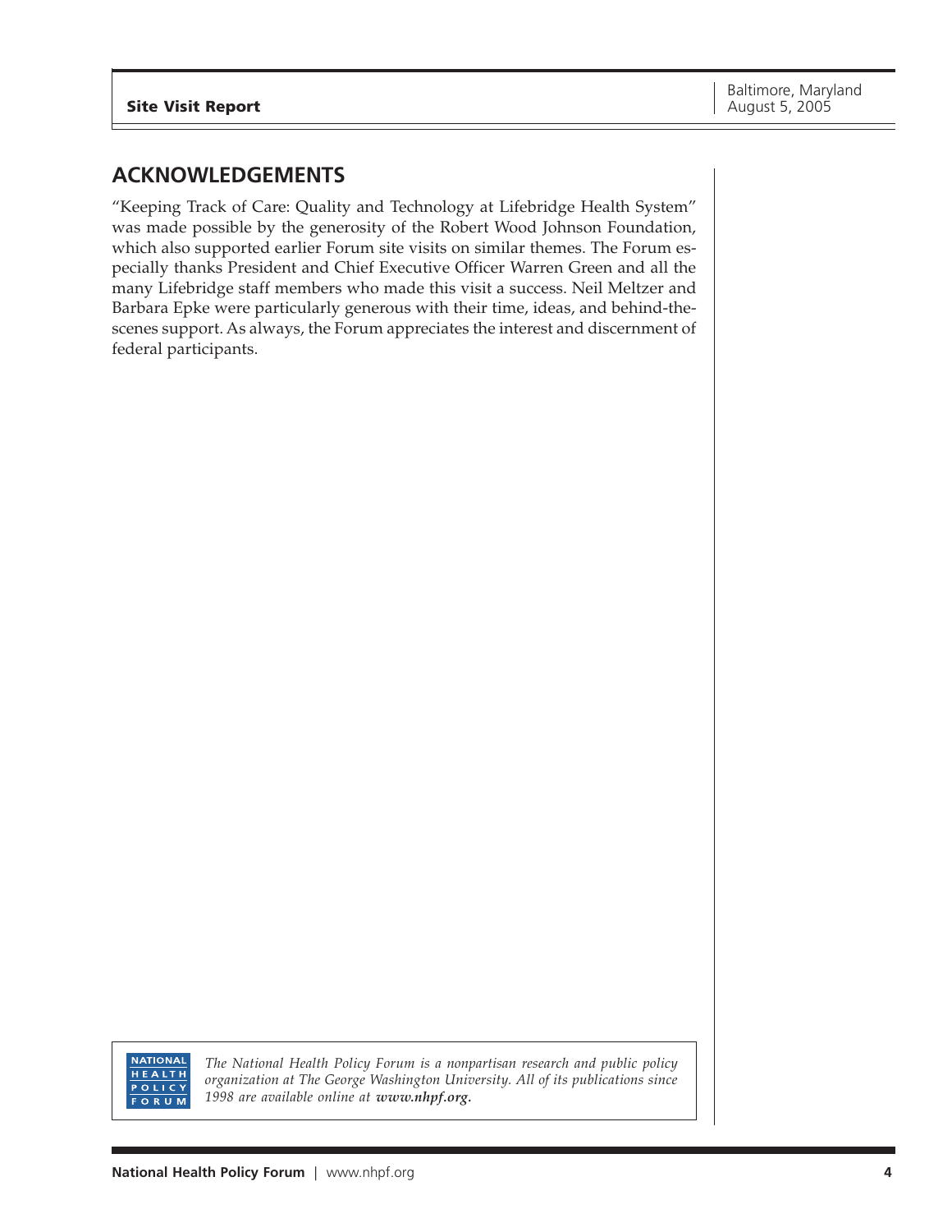## ACKNOWLEDGEMENTS

"Keeping Track of Care: Quality and Technology at Lifebridge Health System" was made possible by the generosity of the Robert Wood Johnson Foundation, which also supported earlier Forum site visits on similar themes. The Forum especially thanks President and Chief Executive Officer Warren Green and all the many Lifebridge staff members who made this visit a success. Neil Meltzer and Barbara Epke were particularly generous with their time, ideas, and behind-the-scenes support. As always, the Forum appreciates the interest and discernment of federal participants.

NATIONAL HEALTH POLICY FORUM

*The National Health Policy Forum is a nonpartisan research and public policy organization at The George Washington University. All of its publications since 1998 are available online at **www.nhpf.org.***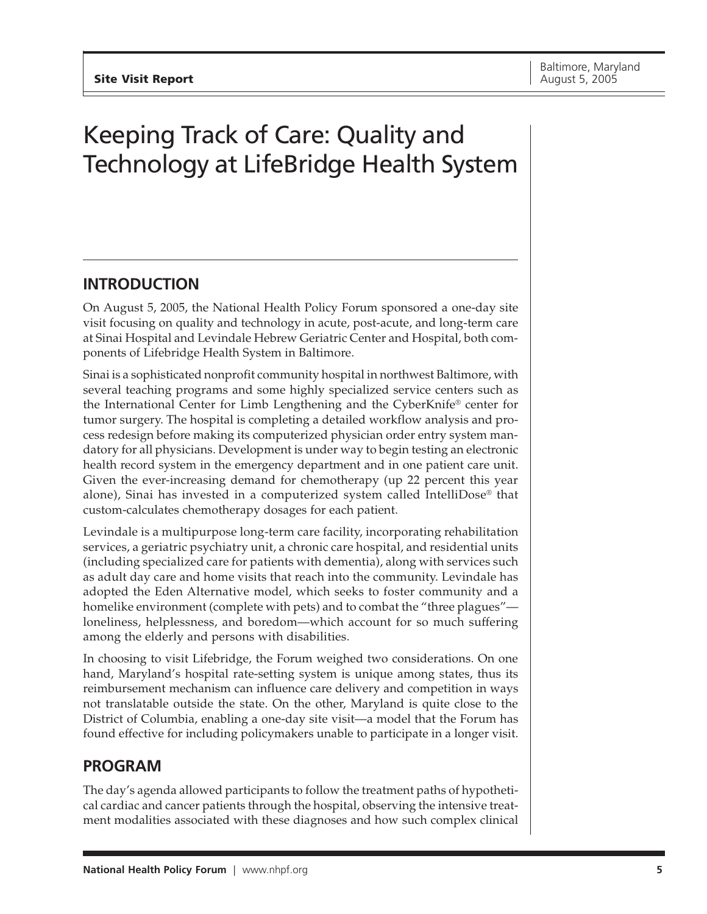# Keeping Track of Care: Quality and Technology at LifeBridge Health System

## INTRODUCTION

On August 5, 2005, the National Health Policy Forum sponsored a one-day site visit focusing on quality and technology in acute, post-acute, and long-term care at Sinai Hospital and Levindale Hebrew Geriatric Center and Hospital, both components of Lifebridge Health System in Baltimore.

Sinai is a sophisticated nonprofit community hospital in northwest Baltimore, with several teaching programs and some highly specialized service centers such as the International Center for Limb Lengthening and the CyberKnife® center for tumor surgery. The hospital is completing a detailed workflow analysis and process redesign before making its computerized physician order entry system mandatory for all physicians. Development is under way to begin testing an electronic health record system in the emergency department and in one patient care unit. Given the ever-increasing demand for chemotherapy (up 22 percent this year alone), Sinai has invested in a computerized system called IntelliDose® that custom-calculates chemotherapy dosages for each patient.

Levindale is a multipurpose long-term care facility, incorporating rehabilitation services, a geriatric psychiatry unit, a chronic care hospital, and residential units (including specialized care for patients with dementia), along with services such as adult day care and home visits that reach into the community. Levindale has adopted the Eden Alternative model, which seeks to foster community and a homelike environment (complete with pets) and to combat the "three plagues"—loneliness, helplessness, and boredom—which account for so much suffering among the elderly and persons with disabilities.

In choosing to visit Lifebridge, the Forum weighed two considerations. On one hand, Maryland's hospital rate-setting system is unique among states, thus its reimbursement mechanism can influence care delivery and competition in ways not translatable outside the state. On the other, Maryland is quite close to the District of Columbia, enabling a one-day site visit—a model that the Forum has found effective for including policymakers unable to participate in a longer visit.

## PROGRAM

The day's agenda allowed participants to follow the treatment paths of hypothetical cardiac and cancer patients through the hospital, observing the intensive treatment modalities associated with these diagnoses and how such complex clinical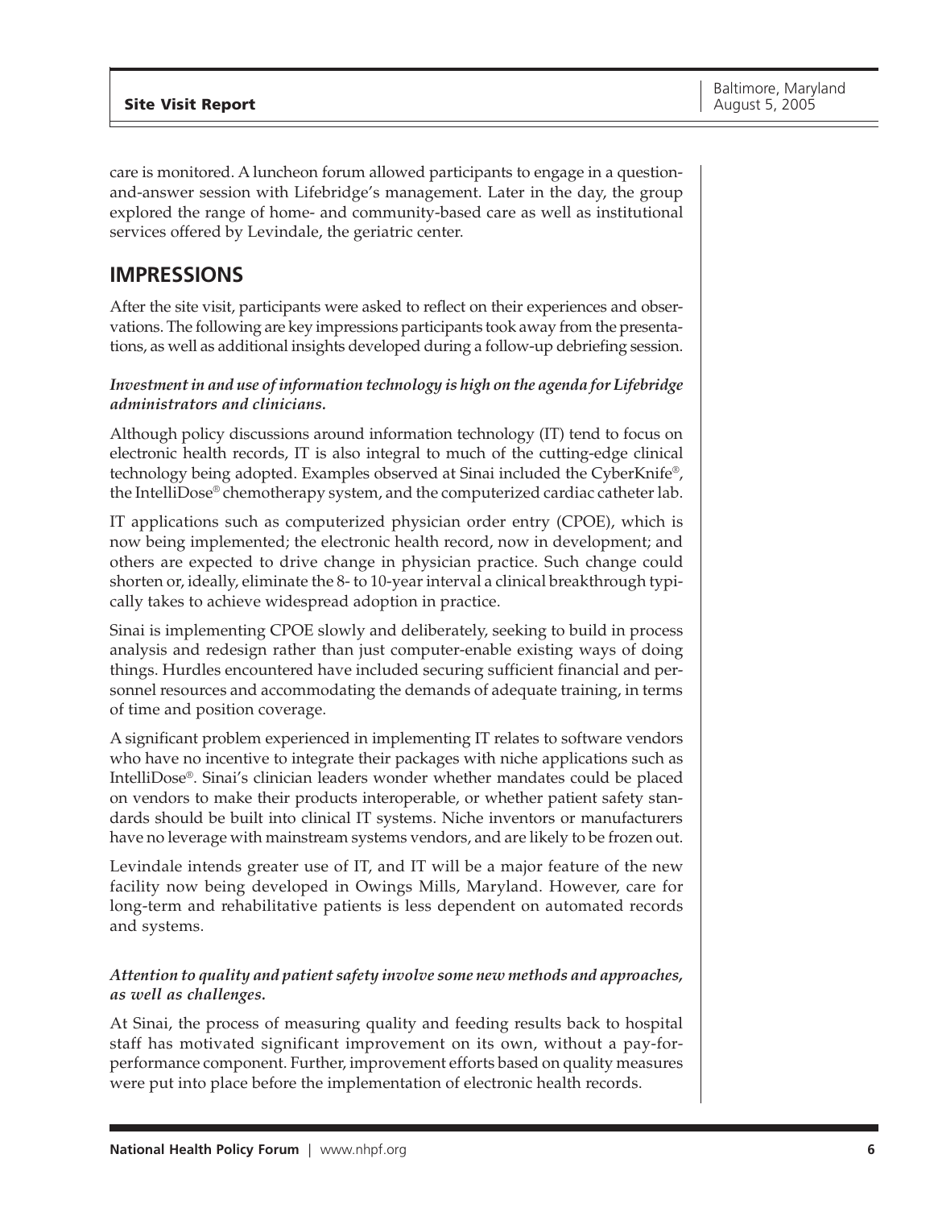care is monitored. A luncheon forum allowed participants to engage in a question-and-answer session with Lifebridge's management. Later in the day, the group explored the range of home- and community-based care as well as institutional services offered by Levindale, the geriatric center.

## IMPRESSIONS

After the site visit, participants were asked to reflect on their experiences and observations. The following are key impressions participants took away from the presentations, as well as additional insights developed during a follow-up debriefing session.

***Investment in and use of information technology is high on the agenda for Lifebridge administrators and clinicians.***

Although policy discussions around information technology (IT) tend to focus on electronic health records, IT is also integral to much of the cutting-edge clinical technology being adopted. Examples observed at Sinai included the CyberKnife®, the IntelliDose® chemotherapy system, and the computerized cardiac catheter lab.

IT applications such as computerized physician order entry (CPOE), which is now being implemented; the electronic health record, now in development; and others are expected to drive change in physician practice. Such change could shorten or, ideally, eliminate the 8- to 10-year interval a clinical breakthrough typically takes to achieve widespread adoption in practice.

Sinai is implementing CPOE slowly and deliberately, seeking to build in process analysis and redesign rather than just computer-enable existing ways of doing things. Hurdles encountered have included securing sufficient financial and personnel resources and accommodating the demands of adequate training, in terms of time and position coverage.

A significant problem experienced in implementing IT relates to software vendors who have no incentive to integrate their packages with niche applications such as IntelliDose®. Sinai's clinician leaders wonder whether mandates could be placed on vendors to make their products interoperable, or whether patient safety standards should be built into clinical IT systems. Niche inventors or manufacturers have no leverage with mainstream systems vendors, and are likely to be frozen out.

Levindale intends greater use of IT, and IT will be a major feature of the new facility now being developed in Owings Mills, Maryland. However, care for long-term and rehabilitative patients is less dependent on automated records and systems.

***Attention to quality and patient safety involve some new methods and approaches, as well as challenges.***

At Sinai, the process of measuring quality and feeding results back to hospital staff has motivated significant improvement on its own, without a pay-for-performance component. Further, improvement efforts based on quality measures were put into place before the implementation of electronic health records.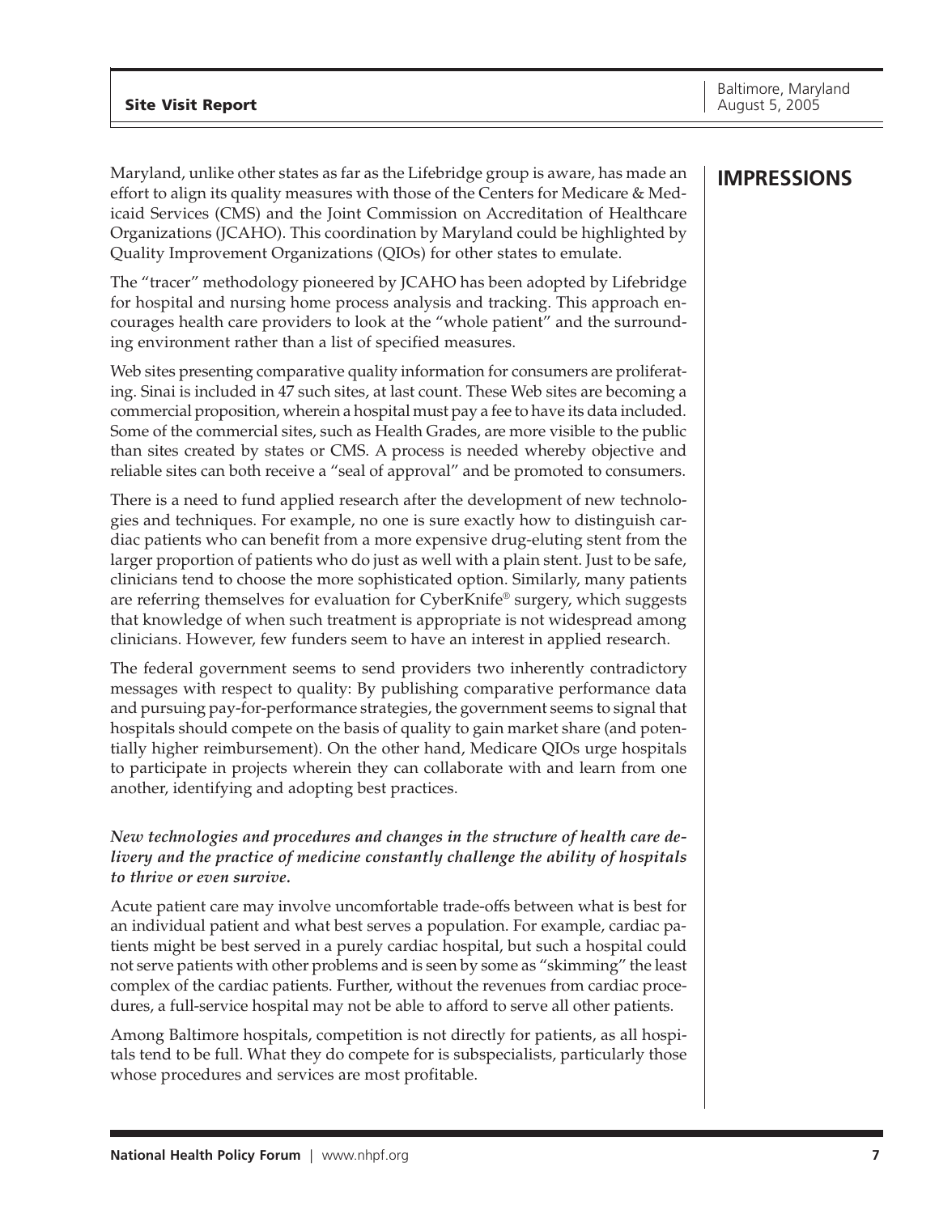## IMPRESSIONS

Maryland, unlike other states as far as the Lifebridge group is aware, has made an effort to align its quality measures with those of the Centers for Medicare & Medicaid Services (CMS) and the Joint Commission on Accreditation of Healthcare Organizations (JCAHO). This coordination by Maryland could be highlighted by Quality Improvement Organizations (QIOs) for other states to emulate.

The "tracer" methodology pioneered by JCAHO has been adopted by Lifebridge for hospital and nursing home process analysis and tracking. This approach encourages health care providers to look at the "whole patient" and the surrounding environment rather than a list of specified measures.

Web sites presenting comparative quality information for consumers are proliferating. Sinai is included in 47 such sites, at last count. These Web sites are becoming a commercial proposition, wherein a hospital must pay a fee to have its data included. Some of the commercial sites, such as Health Grades, are more visible to the public than sites created by states or CMS. A process is needed whereby objective and reliable sites can both receive a "seal of approval" and be promoted to consumers.

There is a need to fund applied research after the development of new technologies and techniques. For example, no one is sure exactly how to distinguish cardiac patients who can benefit from a more expensive drug-eluting stent from the larger proportion of patients who do just as well with a plain stent. Just to be safe, clinicians tend to choose the more sophisticated option. Similarly, many patients are referring themselves for evaluation for CyberKnife® surgery, which suggests that knowledge of when such treatment is appropriate is not widespread among clinicians. However, few funders seem to have an interest in applied research.

The federal government seems to send providers two inherently contradictory messages with respect to quality: By publishing comparative performance data and pursuing pay-for-performance strategies, the government seems to signal that hospitals should compete on the basis of quality to gain market share (and potentially higher reimbursement). On the other hand, Medicare QIOs urge hospitals to participate in projects wherein they can collaborate with and learn from one another, identifying and adopting best practices.

***New technologies and procedures and changes in the structure of health care delivery and the practice of medicine constantly challenge the ability of hospitals to thrive or even survive.***

Acute patient care may involve uncomfortable trade-offs between what is best for an individual patient and what best serves a population. For example, cardiac patients might be best served in a purely cardiac hospital, but such a hospital could not serve patients with other problems and is seen by some as "skimming" the least complex of the cardiac patients. Further, without the revenues from cardiac procedures, a full-service hospital may not be able to afford to serve all other patients.

Among Baltimore hospitals, competition is not directly for patients, as all hospitals tend to be full. What they do compete for is subspecialists, particularly those whose procedures and services are most profitable.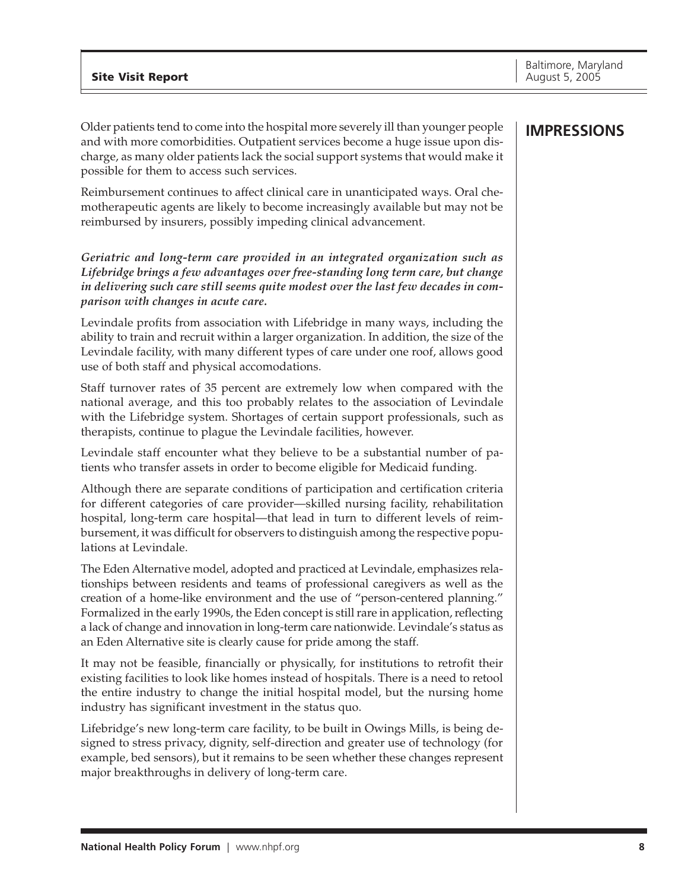## IMPRESSIONS

Older patients tend to come into the hospital more severely ill than younger people and with more comorbidities. Outpatient services become a huge issue upon discharge, as many older patients lack the social support systems that would make it possible for them to access such services.

Reimbursement continues to affect clinical care in unanticipated ways. Oral chemotherapeutic agents are likely to become increasingly available but may not be reimbursed by insurers, possibly impeding clinical advancement.

***Geriatric and long-term care provided in an integrated organization such as Lifebridge brings a few advantages over free-standing long term care, but change in delivering such care still seems quite modest over the last few decades in comparison with changes in acute care.***

Levindale profits from association with Lifebridge in many ways, including the ability to train and recruit within a larger organization. In addition, the size of the Levindale facility, with many different types of care under one roof, allows good use of both staff and physical accomodations.

Staff turnover rates of 35 percent are extremely low when compared with the national average, and this too probably relates to the association of Levindale with the Lifebridge system. Shortages of certain support professionals, such as therapists, continue to plague the Levindale facilities, however.

Levindale staff encounter what they believe to be a substantial number of patients who transfer assets in order to become eligible for Medicaid funding.

Although there are separate conditions of participation and certification criteria for different categories of care provider—skilled nursing facility, rehabilitation hospital, long-term care hospital—that lead in turn to different levels of reimbursement, it was difficult for observers to distinguish among the respective populations at Levindale.

The Eden Alternative model, adopted and practiced at Levindale, emphasizes relationships between residents and teams of professional caregivers as well as the creation of a home-like environment and the use of "person-centered planning." Formalized in the early 1990s, the Eden concept is still rare in application, reflecting a lack of change and innovation in long-term care nationwide. Levindale's status as an Eden Alternative site is clearly cause for pride among the staff.

It may not be feasible, financially or physically, for institutions to retrofit their existing facilities to look like homes instead of hospitals. There is a need to retool the entire industry to change the initial hospital model, but the nursing home industry has significant investment in the status quo.

Lifebridge's new long-term care facility, to be built in Owings Mills, is being designed to stress privacy, dignity, self-direction and greater use of technology (for example, bed sensors), but it remains to be seen whether these changes represent major breakthroughs in delivery of long-term care.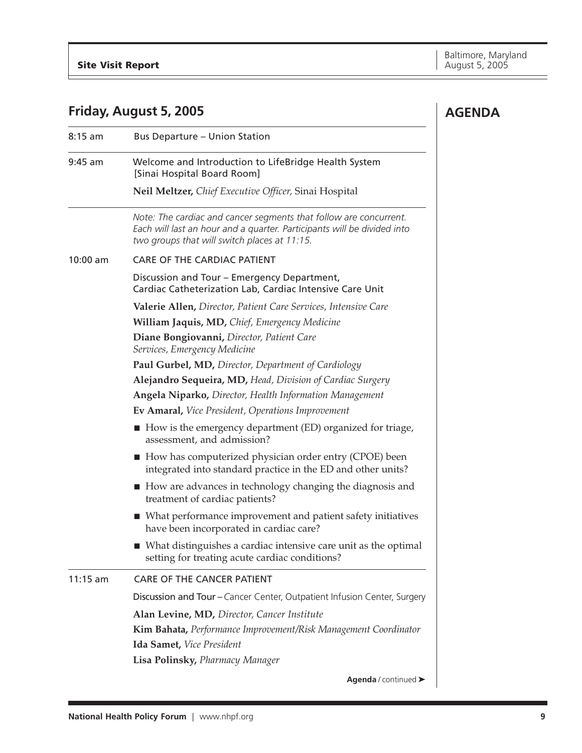## Friday, August 5, 2005

# AGENDA

**8:15 am** Bus Departure – Union Station

**9:45 am** Welcome and Introduction to LifeBridge Health System [Sinai Hospital Board Room]

**Neil Meltzer,** *Chief Executive Officer,* Sinai Hospital

*Note: The cardiac and cancer segments that follow are concurrent. Each will last an hour and a quarter. Participants will be divided into two groups that will switch places at 11:15.*

**10:00 am** CARE OF THE CARDIAC PATIENT

Discussion and Tour – Emergency Department, Cardiac Catheterization Lab, Cardiac Intensive Care Unit

**Valerie Allen,** *Director, Patient Care Services, Intensive Care*

**William Jaquis, MD,** *Chief, Emergency Medicine*

**Diane Bongiovanni,** *Director, Patient Care Services, Emergency Medicine*

**Paul Gurbel, MD,** *Director, Department of Cardiology*

**Alejandro Sequeira, MD,** *Head, Division of Cardiac Surgery*

**Angela Niparko,** *Director, Health Information Management*

**Ev Amaral,** *Vice President, Operations Improvement*

- How is the emergency department (ED) organized for triage, assessment, and admission?
- How has computerized physician order entry (CPOE) been integrated into standard practice in the ED and other units?
- How are advances in technology changing the diagnosis and treatment of cardiac patients?
- What performance improvement and patient safety initiatives have been incorporated in cardiac care?
- What distinguishes a cardiac intensive care unit as the optimal setting for treating acute cardiac conditions?

**11:15 am** CARE OF THE CANCER PATIENT

Discussion and Tour – Cancer Center, Outpatient Infusion Center, Surgery

**Alan Levine, MD,** *Director, Cancer Institute*

**Kim Bahata,** *Performance Improvement/Risk Management Coordinator*

**Ida Samet,** *Vice President*

**Lisa Polinsky,** *Pharmacy Manager*

**Agenda** / continued ➤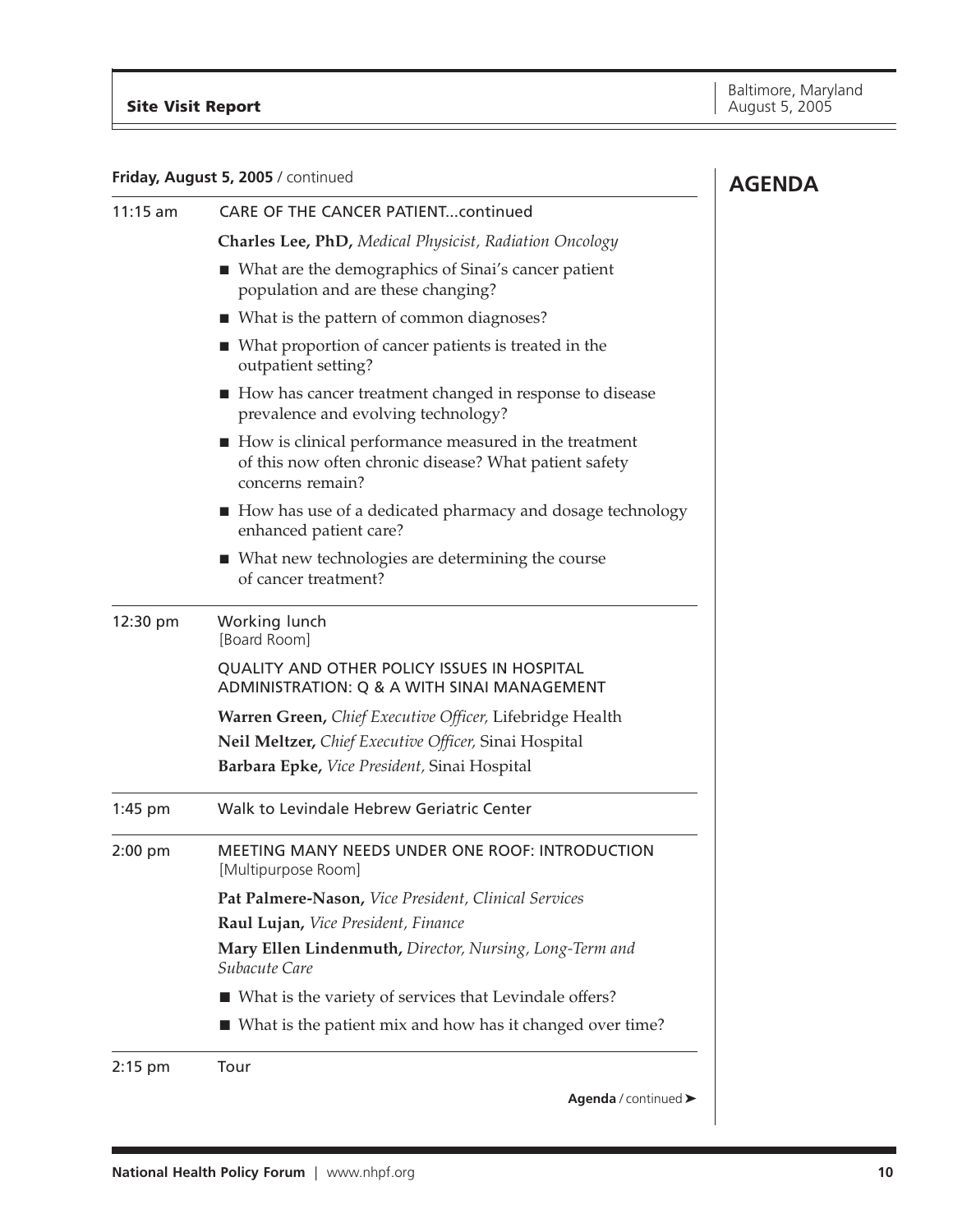## AGENDA

**Friday, August 5, 2005** / continued

**11:15 am** CARE OF THE CANCER PATIENT...continued

**Charles Lee, PhD,** *Medical Physicist, Radiation Oncology*

- What are the demographics of Sinai's cancer patient population and are these changing?
- What is the pattern of common diagnoses?
- What proportion of cancer patients is treated in the outpatient setting?
- How has cancer treatment changed in response to disease prevalence and evolving technology?
- How is clinical performance measured in the treatment of this now often chronic disease? What patient safety concerns remain?
- How has use of a dedicated pharmacy and dosage technology enhanced patient care?
- What new technologies are determining the course of cancer treatment?

**12:30 pm** Working lunch
[Board Room]

QUALITY AND OTHER POLICY ISSUES IN HOSPITAL ADMINISTRATION: Q & A WITH SINAI MANAGEMENT

**Warren Green,** *Chief Executive Officer,* Lifebridge Health
**Neil Meltzer,** *Chief Executive Officer,* Sinai Hospital
**Barbara Epke,** *Vice President,* Sinai Hospital

**1:45 pm** Walk to Levindale Hebrew Geriatric Center

**2:00 pm** MEETING MANY NEEDS UNDER ONE ROOF: INTRODUCTION
[Multipurpose Room]

**Pat Palmere-Nason,** *Vice President, Clinical Services*
**Raul Lujan,** *Vice President, Finance*
**Mary Ellen Lindenmuth,** *Director, Nursing, Long-Term and Subacute Care*

- What is the variety of services that Levindale offers?
- What is the patient mix and how has it changed over time?

**2:15 pm** Tour

**Agenda** / continued ➤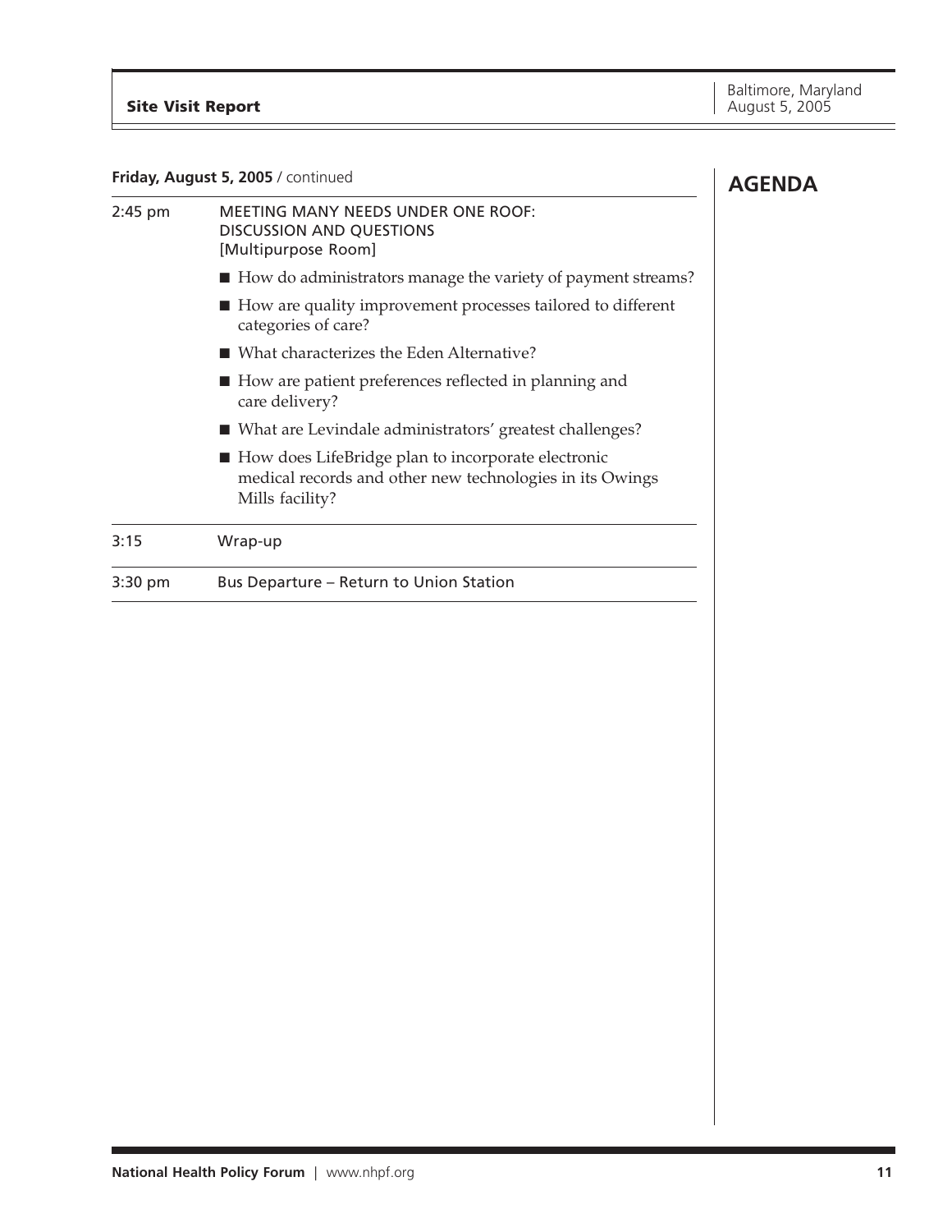## AGENDA

**Friday, August 5, 2005** / continued

| | |
|---|---|
| 2:45 pm | MEETING MANY NEEDS UNDER ONE ROOF: DISCUSSION AND QUESTIONS [Multipurpose Room] |

- How do administrators manage the variety of payment streams?
- How are quality improvement processes tailored to different categories of care?
- What characterizes the Eden Alternative?
- How are patient preferences reflected in planning and care delivery?
- What are Levindale administrators' greatest challenges?
- How does LifeBridge plan to incorporate electronic medical records and other new technologies in its Owings Mills facility?

| | |
|---|---|
| 3:15 | Wrap-up |
| 3:30 pm | Bus Departure – Return to Union Station |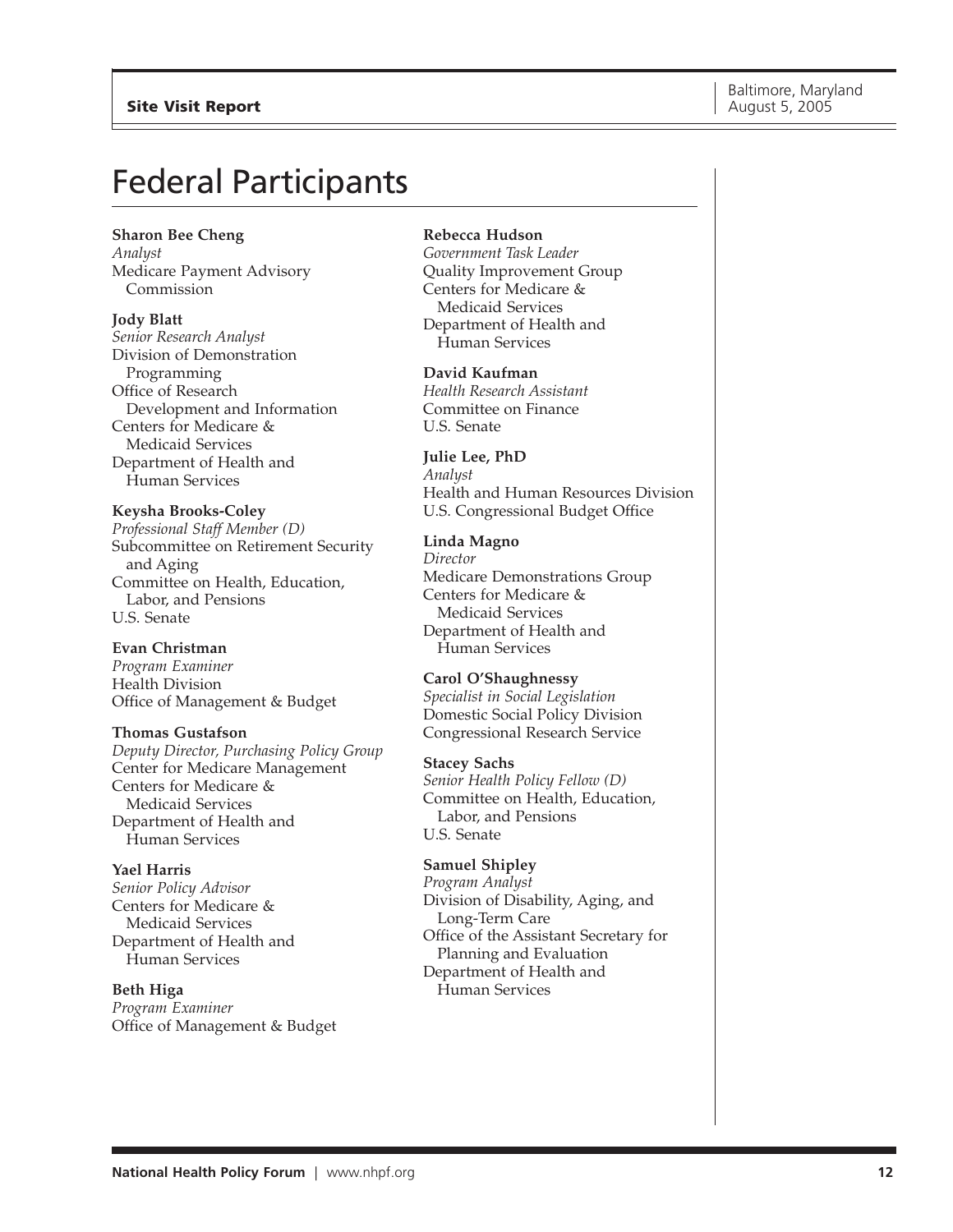# Federal Participants

**Sharon Bee Cheng**
*Analyst*
Medicare Payment Advisory Commission

**Jody Blatt**
*Senior Research Analyst*
Division of Demonstration Programming
Office of Research Development and Information
Centers for Medicare & Medicaid Services
Department of Health and Human Services

**Keysha Brooks-Coley**
*Professional Staff Member (D)*
Subcommittee on Retirement Security and Aging
Committee on Health, Education, Labor, and Pensions
U.S. Senate

**Evan Christman**
*Program Examiner*
Health Division
Office of Management & Budget

**Thomas Gustafson**
*Deputy Director, Purchasing Policy Group*
Center for Medicare Management
Centers for Medicare & Medicaid Services
Department of Health and Human Services

**Yael Harris**
*Senior Policy Advisor*
Centers for Medicare & Medicaid Services
Department of Health and Human Services

**Beth Higa**
*Program Examiner*
Office of Management & Budget

**Rebecca Hudson**
*Government Task Leader*
Quality Improvement Group
Centers for Medicare & Medicaid Services
Department of Health and Human Services

**David Kaufman**
*Health Research Assistant*
Committee on Finance
U.S. Senate

**Julie Lee, PhD**
*Analyst*
Health and Human Resources Division
U.S. Congressional Budget Office

**Linda Magno**
*Director*
Medicare Demonstrations Group
Centers for Medicare & Medicaid Services
Department of Health and Human Services

**Carol O'Shaughnessy**
*Specialist in Social Legislation*
Domestic Social Policy Division
Congressional Research Service

**Stacey Sachs**
*Senior Health Policy Fellow (D)*
Committee on Health, Education, Labor, and Pensions
U.S. Senate

**Samuel Shipley**
*Program Analyst*
Division of Disability, Aging, and Long-Term Care
Office of the Assistant Secretary for Planning and Evaluation
Department of Health and Human Services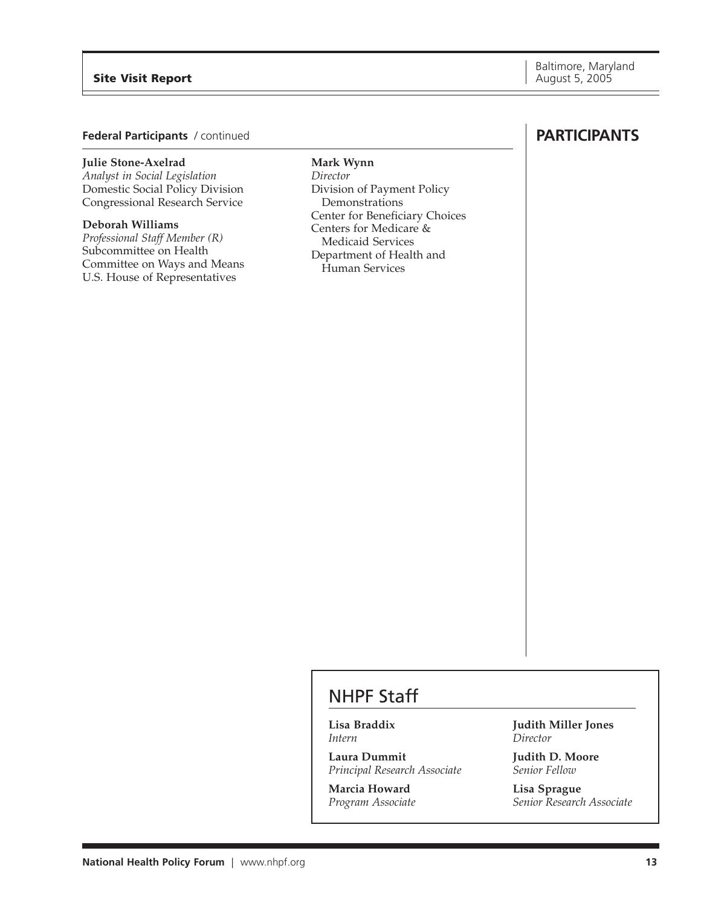## PARTICIPANTS

### Federal Participants / continued

**Julie Stone-Axelrad**
*Analyst in Social Legislation*
Domestic Social Policy Division
Congressional Research Service

**Deborah Williams**
*Professional Staff Member (R)*
Subcommittee on Health
Committee on Ways and Means
U.S. House of Representatives

**Mark Wynn**
*Director*
Division of Payment Policy Demonstrations
Center for Beneficiary Choices
Centers for Medicare & Medicaid Services
Department of Health and Human Services

## NHPF Staff

**Lisa Braddix**
*Intern*

**Laura Dummit**
*Principal Research Associate*

**Marcia Howard**
*Program Associate*

**Judith Miller Jones**
*Director*

**Judith D. Moore**
*Senior Fellow*

**Lisa Sprague**
*Senior Research Associate*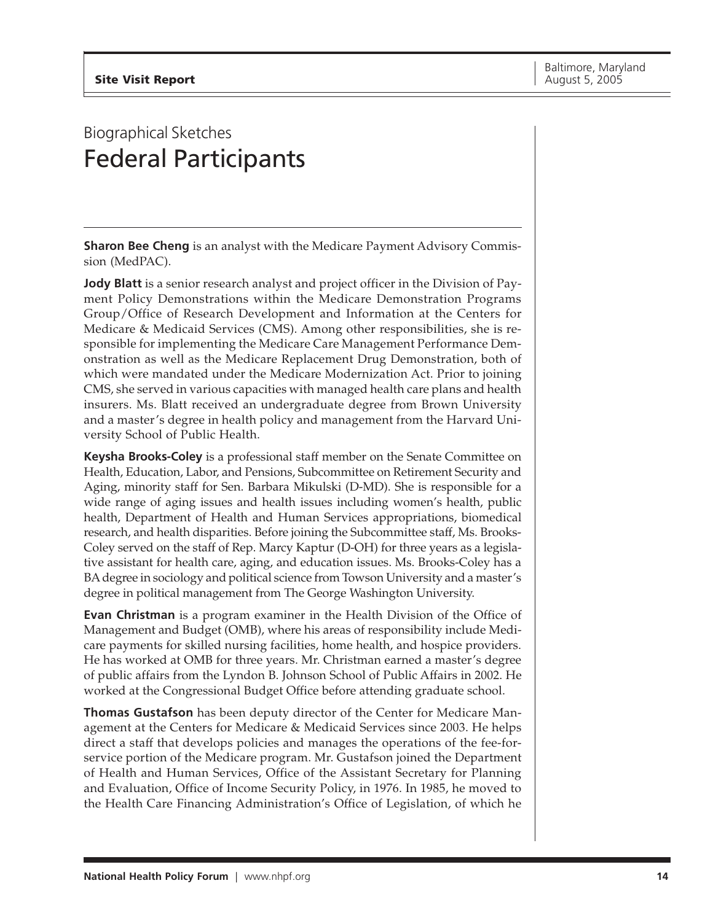# Biographical Sketches
## Federal Participants

**Sharon Bee Cheng** is an analyst with the Medicare Payment Advisory Commission (MedPAC).

**Jody Blatt** is a senior research analyst and project officer in the Division of Payment Policy Demonstrations within the Medicare Demonstration Programs Group/Office of Research Development and Information at the Centers for Medicare & Medicaid Services (CMS). Among other responsibilities, she is responsible for implementing the Medicare Care Management Performance Demonstration as well as the Medicare Replacement Drug Demonstration, both of which were mandated under the Medicare Modernization Act. Prior to joining CMS, she served in various capacities with managed health care plans and health insurers. Ms. Blatt received an undergraduate degree from Brown University and a master's degree in health policy and management from the Harvard University School of Public Health.

**Keysha Brooks-Coley** is a professional staff member on the Senate Committee on Health, Education, Labor, and Pensions, Subcommittee on Retirement Security and Aging, minority staff for Sen. Barbara Mikulski (D-MD). She is responsible for a wide range of aging issues and health issues including women's health, public health, Department of Health and Human Services appropriations, biomedical research, and health disparities. Before joining the Subcommittee staff, Ms. Brooks-Coley served on the staff of Rep. Marcy Kaptur (D-OH) for three years as a legislative assistant for health care, aging, and education issues. Ms. Brooks-Coley has a BA degree in sociology and political science from Towson University and a master's degree in political management from The George Washington University.

**Evan Christman** is a program examiner in the Health Division of the Office of Management and Budget (OMB), where his areas of responsibility include Medicare payments for skilled nursing facilities, home health, and hospice providers. He has worked at OMB for three years. Mr. Christman earned a master's degree of public affairs from the Lyndon B. Johnson School of Public Affairs in 2002. He worked at the Congressional Budget Office before attending graduate school.

**Thomas Gustafson** has been deputy director of the Center for Medicare Management at the Centers for Medicare & Medicaid Services since 2003. He helps direct a staff that develops policies and manages the operations of the fee-for-service portion of the Medicare program. Mr. Gustafson joined the Department of Health and Human Services, Office of the Assistant Secretary for Planning and Evaluation, Office of Income Security Policy, in 1976. In 1985, he moved to the Health Care Financing Administration's Office of Legislation, of which he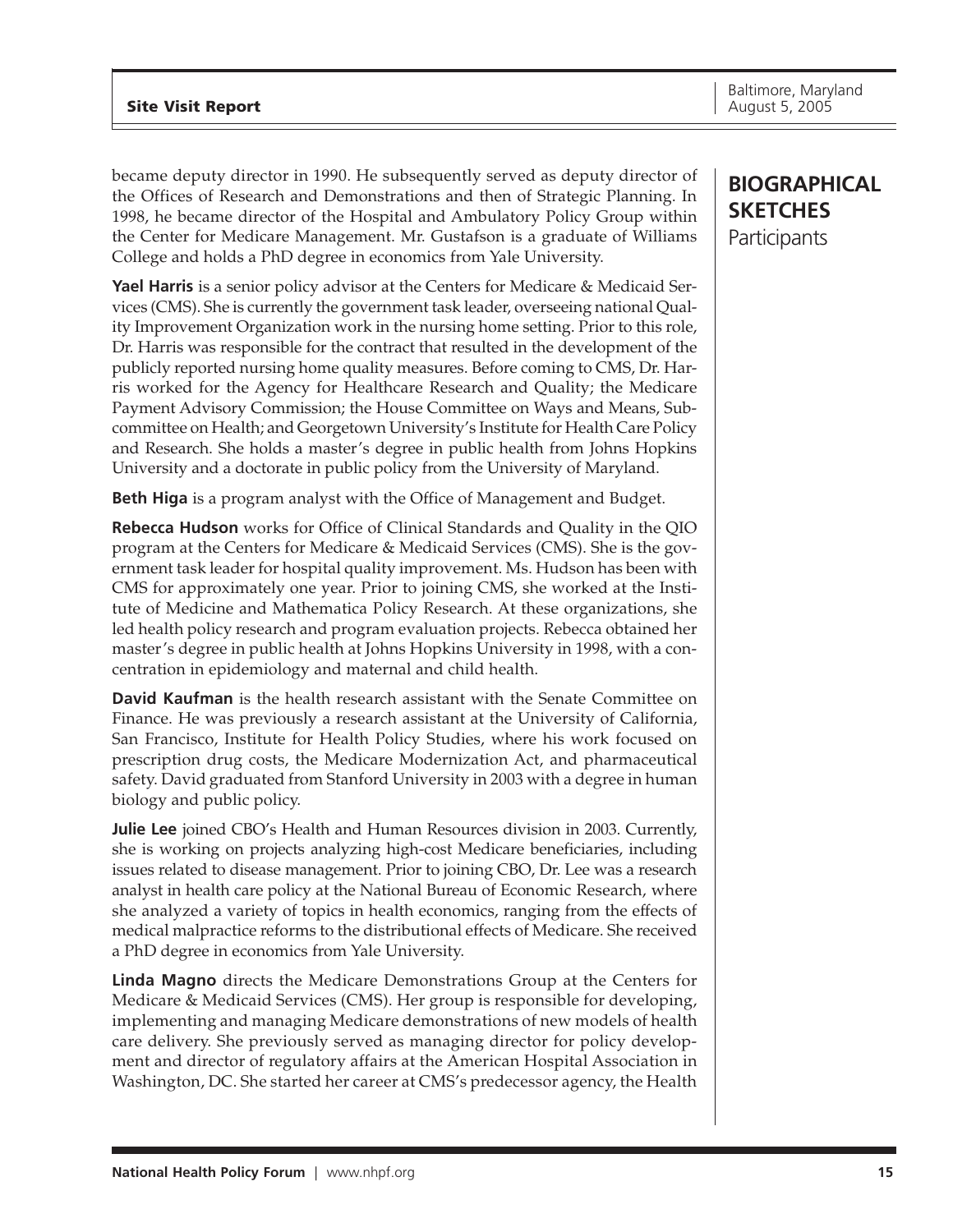## BIOGRAPHICAL SKETCHES

Participants

became deputy director in 1990. He subsequently served as deputy director of the Offices of Research and Demonstrations and then of Strategic Planning. In 1998, he became director of the Hospital and Ambulatory Policy Group within the Center for Medicare Management. Mr. Gustafson is a graduate of Williams College and holds a PhD degree in economics from Yale University.

**Yael Harris** is a senior policy advisor at the Centers for Medicare & Medicaid Services (CMS). She is currently the government task leader, overseeing national Quality Improvement Organization work in the nursing home setting. Prior to this role, Dr. Harris was responsible for the contract that resulted in the development of the publicly reported nursing home quality measures. Before coming to CMS, Dr. Harris worked for the Agency for Healthcare Research and Quality; the Medicare Payment Advisory Commission; the House Committee on Ways and Means, Subcommittee on Health; and Georgetown University's Institute for Health Care Policy and Research. She holds a master's degree in public health from Johns Hopkins University and a doctorate in public policy from the University of Maryland.

**Beth Higa** is a program analyst with the Office of Management and Budget.

**Rebecca Hudson** works for Office of Clinical Standards and Quality in the QIO program at the Centers for Medicare & Medicaid Services (CMS). She is the government task leader for hospital quality improvement. Ms. Hudson has been with CMS for approximately one year. Prior to joining CMS, she worked at the Institute of Medicine and Mathematica Policy Research. At these organizations, she led health policy research and program evaluation projects. Rebecca obtained her master's degree in public health at Johns Hopkins University in 1998, with a concentration in epidemiology and maternal and child health.

**David Kaufman** is the health research assistant with the Senate Committee on Finance. He was previously a research assistant at the University of California, San Francisco, Institute for Health Policy Studies, where his work focused on prescription drug costs, the Medicare Modernization Act, and pharmaceutical safety. David graduated from Stanford University in 2003 with a degree in human biology and public policy.

**Julie Lee** joined CBO's Health and Human Resources division in 2003. Currently, she is working on projects analyzing high-cost Medicare beneficiaries, including issues related to disease management. Prior to joining CBO, Dr. Lee was a research analyst in health care policy at the National Bureau of Economic Research, where she analyzed a variety of topics in health economics, ranging from the effects of medical malpractice reforms to the distributional effects of Medicare. She received a PhD degree in economics from Yale University.

**Linda Magno** directs the Medicare Demonstrations Group at the Centers for Medicare & Medicaid Services (CMS). Her group is responsible for developing, implementing and managing Medicare demonstrations of new models of health care delivery. She previously served as managing director for policy development and director of regulatory affairs at the American Hospital Association in Washington, DC. She started her career at CMS's predecessor agency, the Health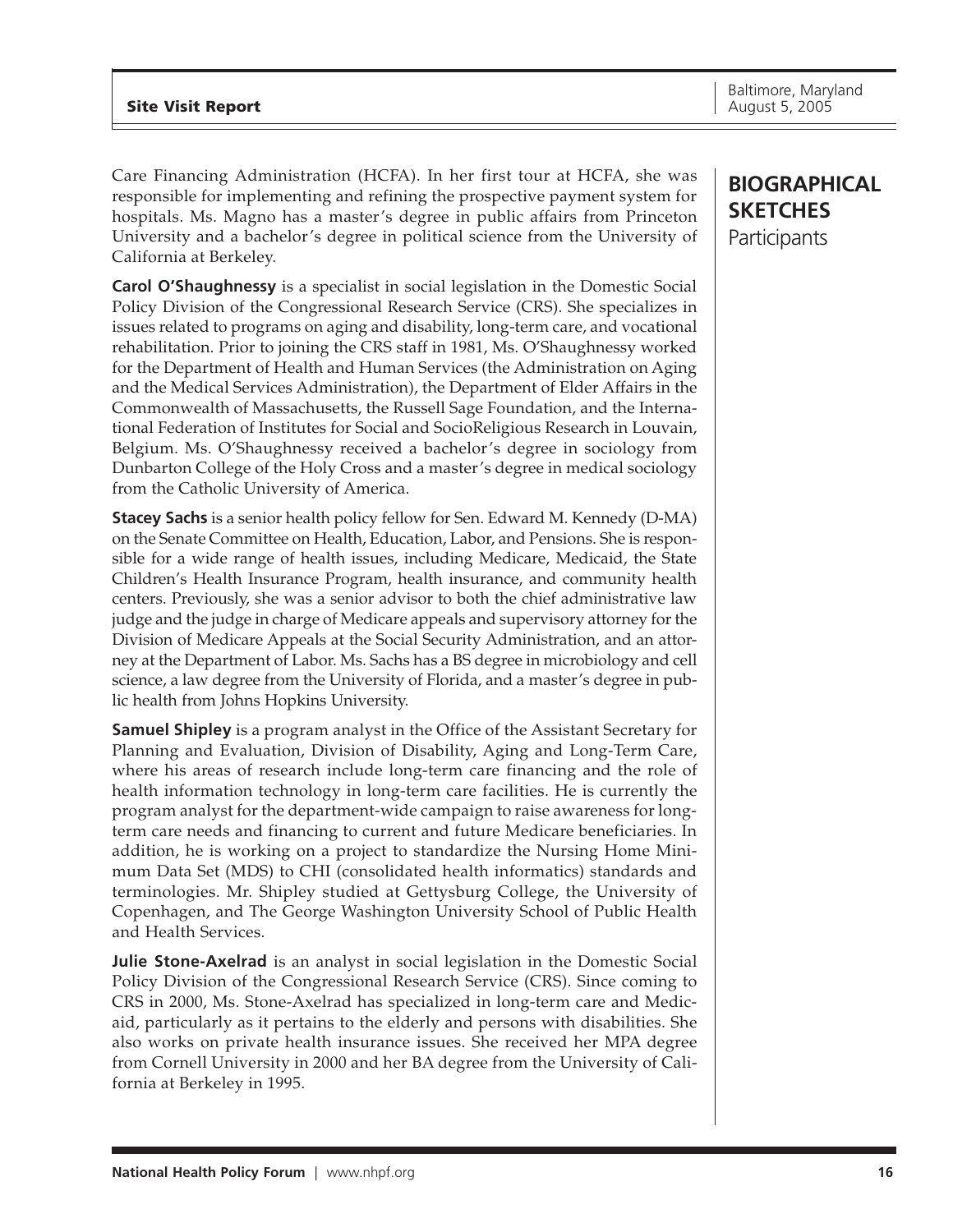## BIOGRAPHICAL SKETCHES

Participants

Care Financing Administration (HCFA). In her first tour at HCFA, she was responsible for implementing and refining the prospective payment system for hospitals. Ms. Magno has a master's degree in public affairs from Princeton University and a bachelor's degree in political science from the University of California at Berkeley.

**Carol O'Shaughnessy** is a specialist in social legislation in the Domestic Social Policy Division of the Congressional Research Service (CRS). She specializes in issues related to programs on aging and disability, long-term care, and vocational rehabilitation. Prior to joining the CRS staff in 1981, Ms. O'Shaughnessy worked for the Department of Health and Human Services (the Administration on Aging and the Medical Services Administration), the Department of Elder Affairs in the Commonwealth of Massachusetts, the Russell Sage Foundation, and the International Federation of Institutes for Social and SocioReligious Research in Louvain, Belgium. Ms. O'Shaughnessy received a bachelor's degree in sociology from Dunbarton College of the Holy Cross and a master's degree in medical sociology from the Catholic University of America.

**Stacey Sachs** is a senior health policy fellow for Sen. Edward M. Kennedy (D-MA) on the Senate Committee on Health, Education, Labor, and Pensions. She is responsible for a wide range of health issues, including Medicare, Medicaid, the State Children's Health Insurance Program, health insurance, and community health centers. Previously, she was a senior advisor to both the chief administrative law judge and the judge in charge of Medicare appeals and supervisory attorney for the Division of Medicare Appeals at the Social Security Administration, and an attorney at the Department of Labor. Ms. Sachs has a BS degree in microbiology and cell science, a law degree from the University of Florida, and a master's degree in public health from Johns Hopkins University.

**Samuel Shipley** is a program analyst in the Office of the Assistant Secretary for Planning and Evaluation, Division of Disability, Aging and Long-Term Care, where his areas of research include long-term care financing and the role of health information technology in long-term care facilities. He is currently the program analyst for the department-wide campaign to raise awareness for long-term care needs and financing to current and future Medicare beneficiaries. In addition, he is working on a project to standardize the Nursing Home Minimum Data Set (MDS) to CHI (consolidated health informatics) standards and terminologies. Mr. Shipley studied at Gettysburg College, the University of Copenhagen, and The George Washington University School of Public Health and Health Services.

**Julie Stone-Axelrad** is an analyst in social legislation in the Domestic Social Policy Division of the Congressional Research Service (CRS). Since coming to CRS in 2000, Ms. Stone-Axelrad has specialized in long-term care and Medicaid, particularly as it pertains to the elderly and persons with disabilities. She also works on private health insurance issues. She received her MPA degree from Cornell University in 2000 and her BA degree from the University of California at Berkeley in 1995.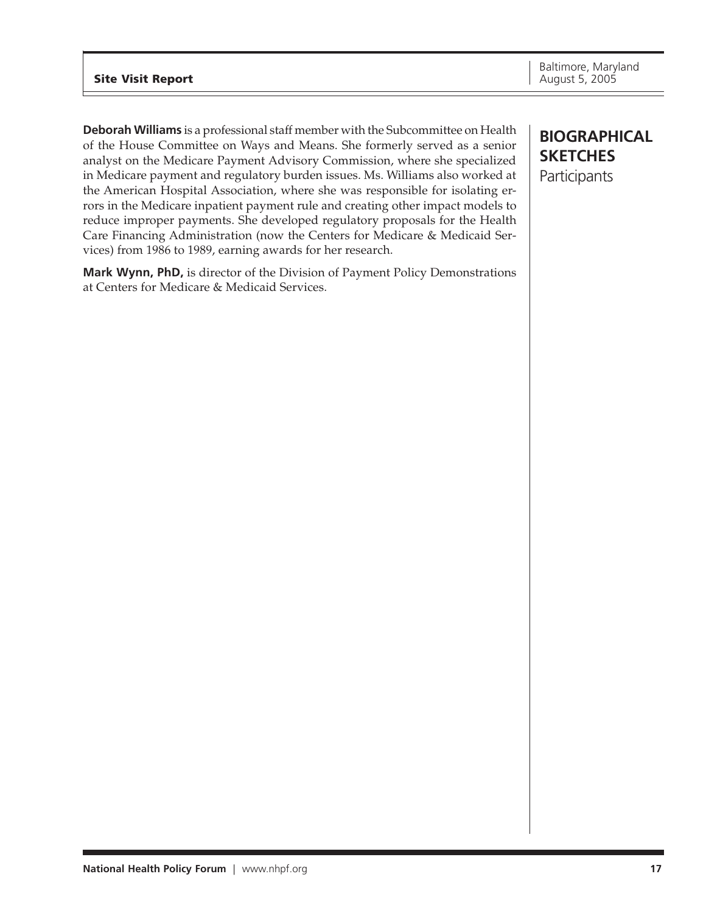## BIOGRAPHICAL SKETCHES

Participants

**Deborah Williams** is a professional staff member with the Subcommittee on Health of the House Committee on Ways and Means. She formerly served as a senior analyst on the Medicare Payment Advisory Commission, where she specialized in Medicare payment and regulatory burden issues. Ms. Williams also worked at the American Hospital Association, where she was responsible for isolating errors in the Medicare inpatient payment rule and creating other impact models to reduce improper payments. She developed regulatory proposals for the Health Care Financing Administration (now the Centers for Medicare & Medicaid Services) from 1986 to 1989, earning awards for her research.

**Mark Wynn, PhD,** is director of the Division of Payment Policy Demonstrations at Centers for Medicare & Medicaid Services.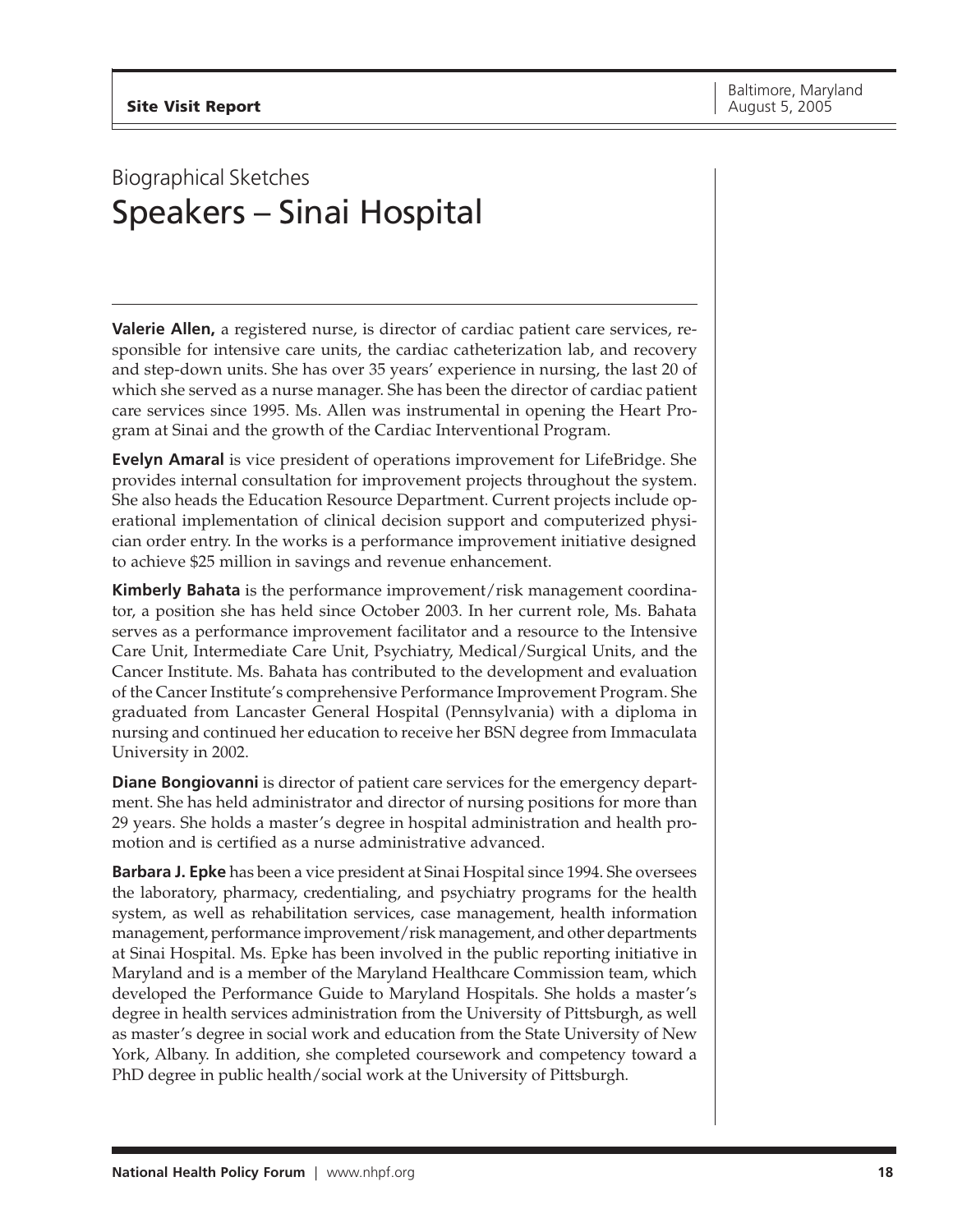Biographical Sketches

# Speakers – Sinai Hospital

**Valerie Allen,** a registered nurse, is director of cardiac patient care services, responsible for intensive care units, the cardiac catheterization lab, and recovery and step-down units. She has over 35 years' experience in nursing, the last 20 of which she served as a nurse manager. She has been the director of cardiac patient care services since 1995. Ms. Allen was instrumental in opening the Heart Program at Sinai and the growth of the Cardiac Interventional Program.

**Evelyn Amaral** is vice president of operations improvement for LifeBridge. She provides internal consultation for improvement projects throughout the system. She also heads the Education Resource Department. Current projects include operational implementation of clinical decision support and computerized physician order entry. In the works is a performance improvement initiative designed to achieve $25 million in savings and revenue enhancement.

**Kimberly Bahata** is the performance improvement/risk management coordinator, a position she has held since October 2003. In her current role, Ms. Bahata serves as a performance improvement facilitator and a resource to the Intensive Care Unit, Intermediate Care Unit, Psychiatry, Medical/Surgical Units, and the Cancer Institute. Ms. Bahata has contributed to the development and evaluation of the Cancer Institute's comprehensive Performance Improvement Program. She graduated from Lancaster General Hospital (Pennsylvania) with a diploma in nursing and continued her education to receive her BSN degree from Immaculata University in 2002.

**Diane Bongiovanni** is director of patient care services for the emergency department. She has held administrator and director of nursing positions for more than 29 years. She holds a master's degree in hospital administration and health promotion and is certified as a nurse administrative advanced.

**Barbara J. Epke** has been a vice president at Sinai Hospital since 1994. She oversees the laboratory, pharmacy, credentialing, and psychiatry programs for the health system, as well as rehabilitation services, case management, health information management, performance improvement/risk management, and other departments at Sinai Hospital. Ms. Epke has been involved in the public reporting initiative in Maryland and is a member of the Maryland Healthcare Commission team, which developed the Performance Guide to Maryland Hospitals. She holds a master's degree in health services administration from the University of Pittsburgh, as well as master's degree in social work and education from the State University of New York, Albany. In addition, she completed coursework and competency toward a PhD degree in public health/social work at the University of Pittsburgh.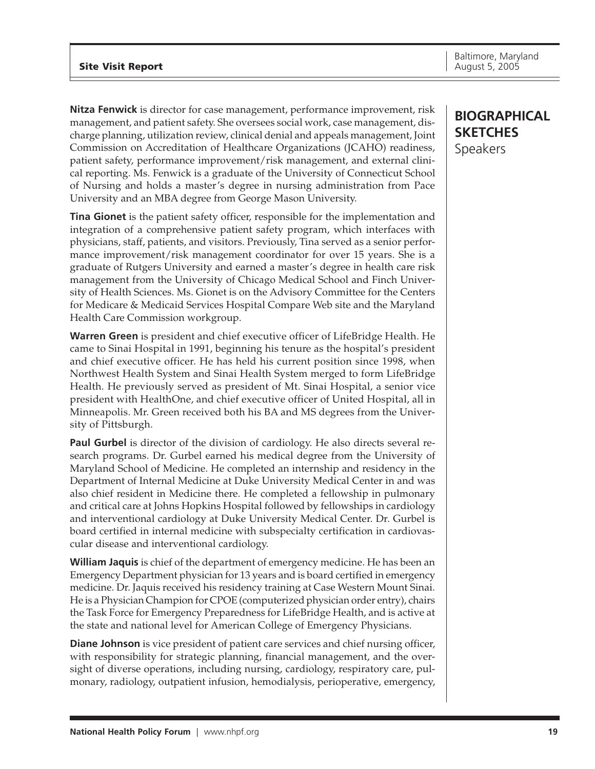## BIOGRAPHICAL SKETCHES
Speakers

**Nitza Fenwick** is director for case management, performance improvement, risk management, and patient safety. She oversees social work, case management, discharge planning, utilization review, clinical denial and appeals management, Joint Commission on Accreditation of Healthcare Organizations (JCAHO) readiness, patient safety, performance improvement/risk management, and external clinical reporting. Ms. Fenwick is a graduate of the University of Connecticut School of Nursing and holds a master's degree in nursing administration from Pace University and an MBA degree from George Mason University.

**Tina Gionet** is the patient safety officer, responsible for the implementation and integration of a comprehensive patient safety program, which interfaces with physicians, staff, patients, and visitors. Previously, Tina served as a senior performance improvement/risk management coordinator for over 15 years. She is a graduate of Rutgers University and earned a master's degree in health care risk management from the University of Chicago Medical School and Finch University of Health Sciences. Ms. Gionet is on the Advisory Committee for the Centers for Medicare & Medicaid Services Hospital Compare Web site and the Maryland Health Care Commission workgroup.

**Warren Green** is president and chief executive officer of LifeBridge Health. He came to Sinai Hospital in 1991, beginning his tenure as the hospital's president and chief executive officer. He has held his current position since 1998, when Northwest Health System and Sinai Health System merged to form LifeBridge Health. He previously served as president of Mt. Sinai Hospital, a senior vice president with HealthOne, and chief executive officer of United Hospital, all in Minneapolis. Mr. Green received both his BA and MS degrees from the University of Pittsburgh.

**Paul Gurbel** is director of the division of cardiology. He also directs several research programs. Dr. Gurbel earned his medical degree from the University of Maryland School of Medicine. He completed an internship and residency in the Department of Internal Medicine at Duke University Medical Center in and was also chief resident in Medicine there. He completed a fellowship in pulmonary and critical care at Johns Hopkins Hospital followed by fellowships in cardiology and interventional cardiology at Duke University Medical Center. Dr. Gurbel is board certified in internal medicine with subspecialty certification in cardiovascular disease and interventional cardiology.

**William Jaquis** is chief of the department of emergency medicine. He has been an Emergency Department physician for 13 years and is board certified in emergency medicine. Dr. Jaquis received his residency training at Case Western Mount Sinai. He is a Physician Champion for CPOE (computerized physician order entry), chairs the Task Force for Emergency Preparedness for LifeBridge Health, and is active at the state and national level for American College of Emergency Physicians.

**Diane Johnson** is vice president of patient care services and chief nursing officer, with responsibility for strategic planning, financial management, and the oversight of diverse operations, including nursing, cardiology, respiratory care, pulmonary, radiology, outpatient infusion, hemodialysis, perioperative, emergency,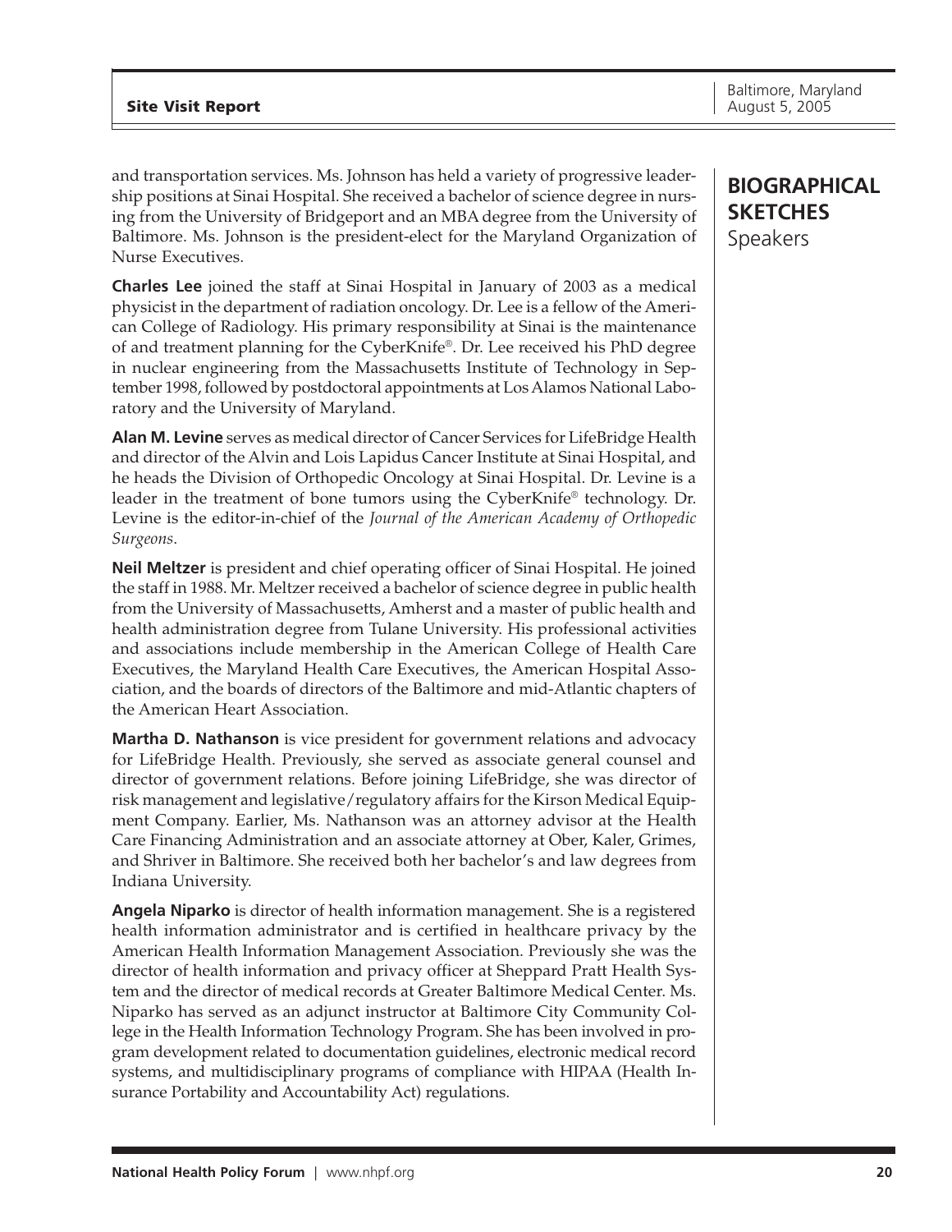## BIOGRAPHICAL SKETCHES

Speakers

and transportation services. Ms. Johnson has held a variety of progressive leadership positions at Sinai Hospital. She received a bachelor of science degree in nursing from the University of Bridgeport and an MBA degree from the University of Baltimore. Ms. Johnson is the president-elect for the Maryland Organization of Nurse Executives.

**Charles Lee** joined the staff at Sinai Hospital in January of 2003 as a medical physicist in the department of radiation oncology. Dr. Lee is a fellow of the American College of Radiology. His primary responsibility at Sinai is the maintenance of and treatment planning for the CyberKnife®. Dr. Lee received his PhD degree in nuclear engineering from the Massachusetts Institute of Technology in September 1998, followed by postdoctoral appointments at Los Alamos National Laboratory and the University of Maryland.

**Alan M. Levine** serves as medical director of Cancer Services for LifeBridge Health and director of the Alvin and Lois Lapidus Cancer Institute at Sinai Hospital, and he heads the Division of Orthopedic Oncology at Sinai Hospital. Dr. Levine is a leader in the treatment of bone tumors using the CyberKnife® technology. Dr. Levine is the editor-in-chief of the *Journal of the American Academy of Orthopedic Surgeons*.

**Neil Meltzer** is president and chief operating officer of Sinai Hospital. He joined the staff in 1988. Mr. Meltzer received a bachelor of science degree in public health from the University of Massachusetts, Amherst and a master of public health and health administration degree from Tulane University. His professional activities and associations include membership in the American College of Health Care Executives, the Maryland Health Care Executives, the American Hospital Association, and the boards of directors of the Baltimore and mid-Atlantic chapters of the American Heart Association.

**Martha D. Nathanson** is vice president for government relations and advocacy for LifeBridge Health. Previously, she served as associate general counsel and director of government relations. Before joining LifeBridge, she was director of risk management and legislative/regulatory affairs for the Kirson Medical Equipment Company. Earlier, Ms. Nathanson was an attorney advisor at the Health Care Financing Administration and an associate attorney at Ober, Kaler, Grimes, and Shriver in Baltimore. She received both her bachelor's and law degrees from Indiana University.

**Angela Niparko** is director of health information management. She is a registered health information administrator and is certified in healthcare privacy by the American Health Information Management Association. Previously she was the director of health information and privacy officer at Sheppard Pratt Health System and the director of medical records at Greater Baltimore Medical Center. Ms. Niparko has served as an adjunct instructor at Baltimore City Community College in the Health Information Technology Program. She has been involved in program development related to documentation guidelines, electronic medical record systems, and multidisciplinary programs of compliance with HIPAA (Health Insurance Portability and Accountability Act) regulations.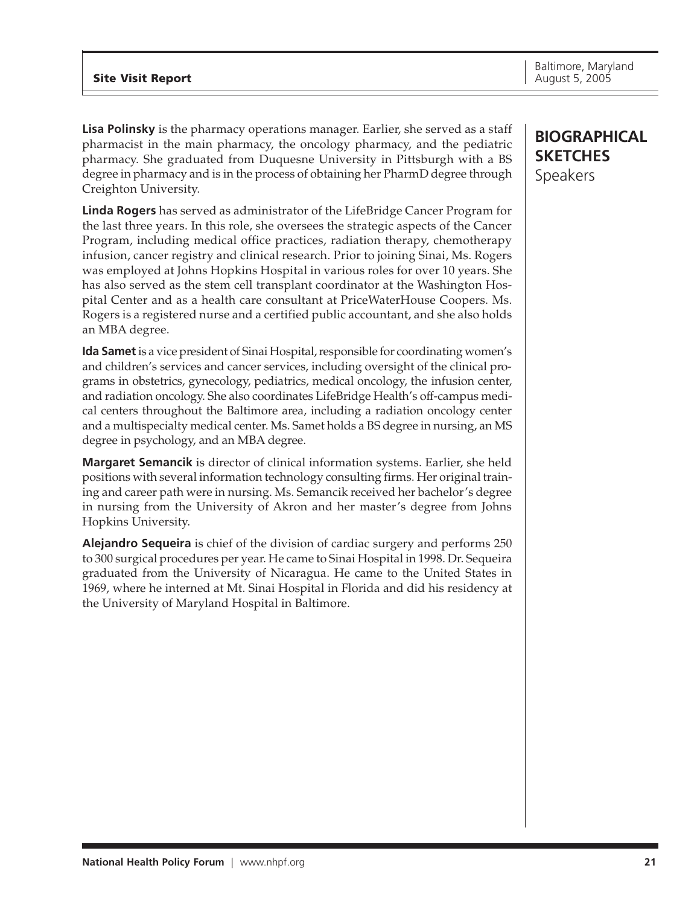## BIOGRAPHICAL SKETCHES
Speakers

**Lisa Polinsky** is the pharmacy operations manager. Earlier, she served as a staff pharmacist in the main pharmacy, the oncology pharmacy, and the pediatric pharmacy. She graduated from Duquesne University in Pittsburgh with a BS degree in pharmacy and is in the process of obtaining her PharmD degree through Creighton University.

**Linda Rogers** has served as administrator of the LifeBridge Cancer Program for the last three years. In this role, she oversees the strategic aspects of the Cancer Program, including medical office practices, radiation therapy, chemotherapy infusion, cancer registry and clinical research. Prior to joining Sinai, Ms. Rogers was employed at Johns Hopkins Hospital in various roles for over 10 years. She has also served as the stem cell transplant coordinator at the Washington Hospital Center and as a health care consultant at PriceWaterHouse Coopers. Ms. Rogers is a registered nurse and a certified public accountant, and she also holds an MBA degree.

**Ida Samet** is a vice president of Sinai Hospital, responsible for coordinating women's and children's services and cancer services, including oversight of the clinical programs in obstetrics, gynecology, pediatrics, medical oncology, the infusion center, and radiation oncology. She also coordinates LifeBridge Health's off-campus medical centers throughout the Baltimore area, including a radiation oncology center and a multispecialty medical center. Ms. Samet holds a BS degree in nursing, an MS degree in psychology, and an MBA degree.

**Margaret Semancik** is director of clinical information systems. Earlier, she held positions with several information technology consulting firms. Her original training and career path were in nursing. Ms. Semancik received her bachelor's degree in nursing from the University of Akron and her master's degree from Johns Hopkins University.

**Alejandro Sequeira** is chief of the division of cardiac surgery and performs 250 to 300 surgical procedures per year. He came to Sinai Hospital in 1998. Dr. Sequeira graduated from the University of Nicaragua. He came to the United States in 1969, where he interned at Mt. Sinai Hospital in Florida and did his residency at the University of Maryland Hospital in Baltimore.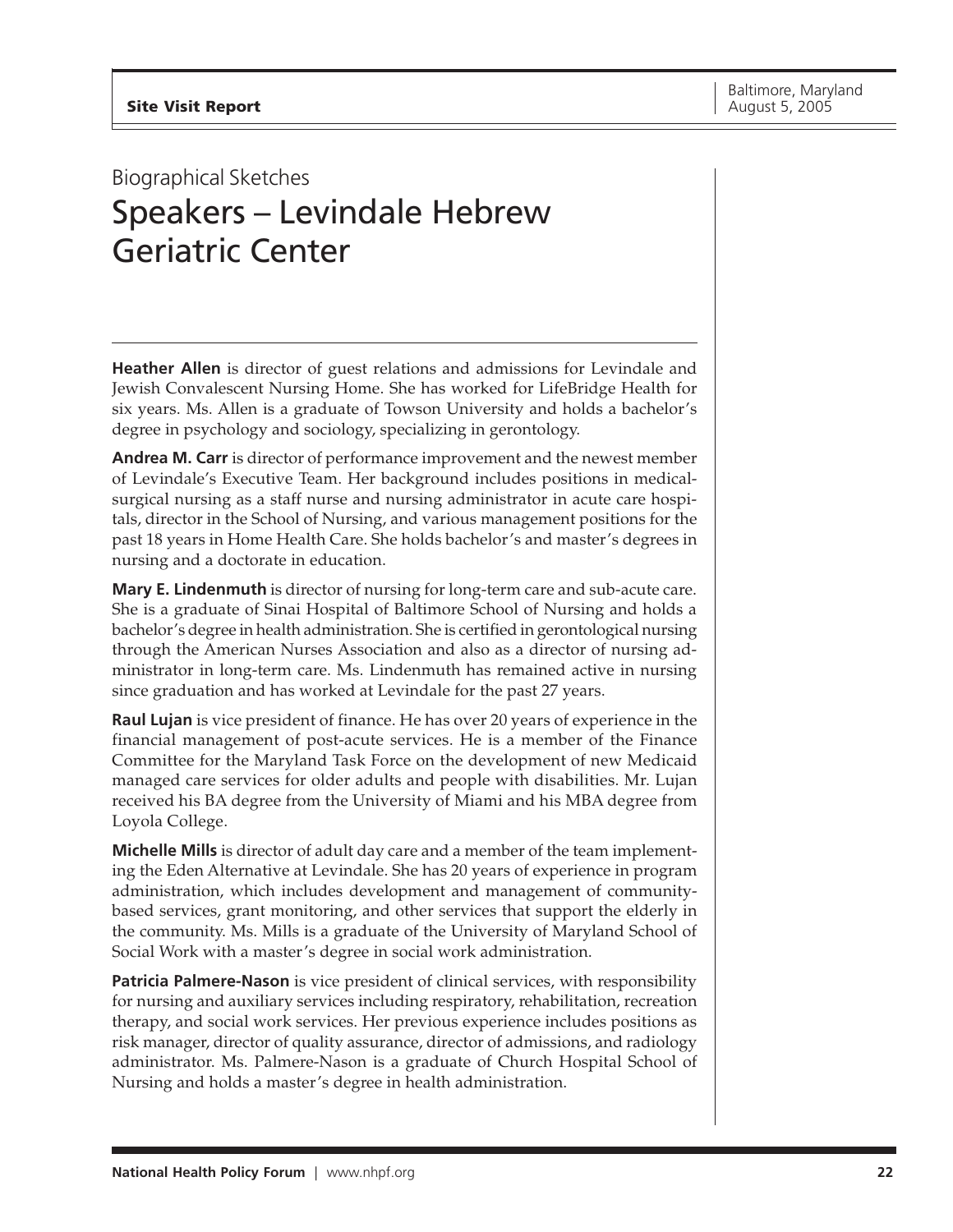Biographical Sketches

# Speakers – Levindale Hebrew Geriatric Center

**Heather Allen** is director of guest relations and admissions for Levindale and Jewish Convalescent Nursing Home. She has worked for LifeBridge Health for six years. Ms. Allen is a graduate of Towson University and holds a bachelor's degree in psychology and sociology, specializing in gerontology.

**Andrea M. Carr** is director of performance improvement and the newest member of Levindale's Executive Team. Her background includes positions in medical-surgical nursing as a staff nurse and nursing administrator in acute care hospitals, director in the School of Nursing, and various management positions for the past 18 years in Home Health Care. She holds bachelor's and master's degrees in nursing and a doctorate in education.

**Mary E. Lindenmuth** is director of nursing for long-term care and sub-acute care. She is a graduate of Sinai Hospital of Baltimore School of Nursing and holds a bachelor's degree in health administration. She is certified in gerontological nursing through the American Nurses Association and also as a director of nursing administrator in long-term care. Ms. Lindenmuth has remained active in nursing since graduation and has worked at Levindale for the past 27 years.

**Raul Lujan** is vice president of finance. He has over 20 years of experience in the financial management of post-acute services. He is a member of the Finance Committee for the Maryland Task Force on the development of new Medicaid managed care services for older adults and people with disabilities. Mr. Lujan received his BA degree from the University of Miami and his MBA degree from Loyola College.

**Michelle Mills** is director of adult day care and a member of the team implementing the Eden Alternative at Levindale. She has 20 years of experience in program administration, which includes development and management of community-based services, grant monitoring, and other services that support the elderly in the community. Ms. Mills is a graduate of the University of Maryland School of Social Work with a master's degree in social work administration.

**Patricia Palmere-Nason** is vice president of clinical services, with responsibility for nursing and auxiliary services including respiratory, rehabilitation, recreation therapy, and social work services. Her previous experience includes positions as risk manager, director of quality assurance, director of admissions, and radiology administrator. Ms. Palmere-Nason is a graduate of Church Hospital School of Nursing and holds a master's degree in health administration.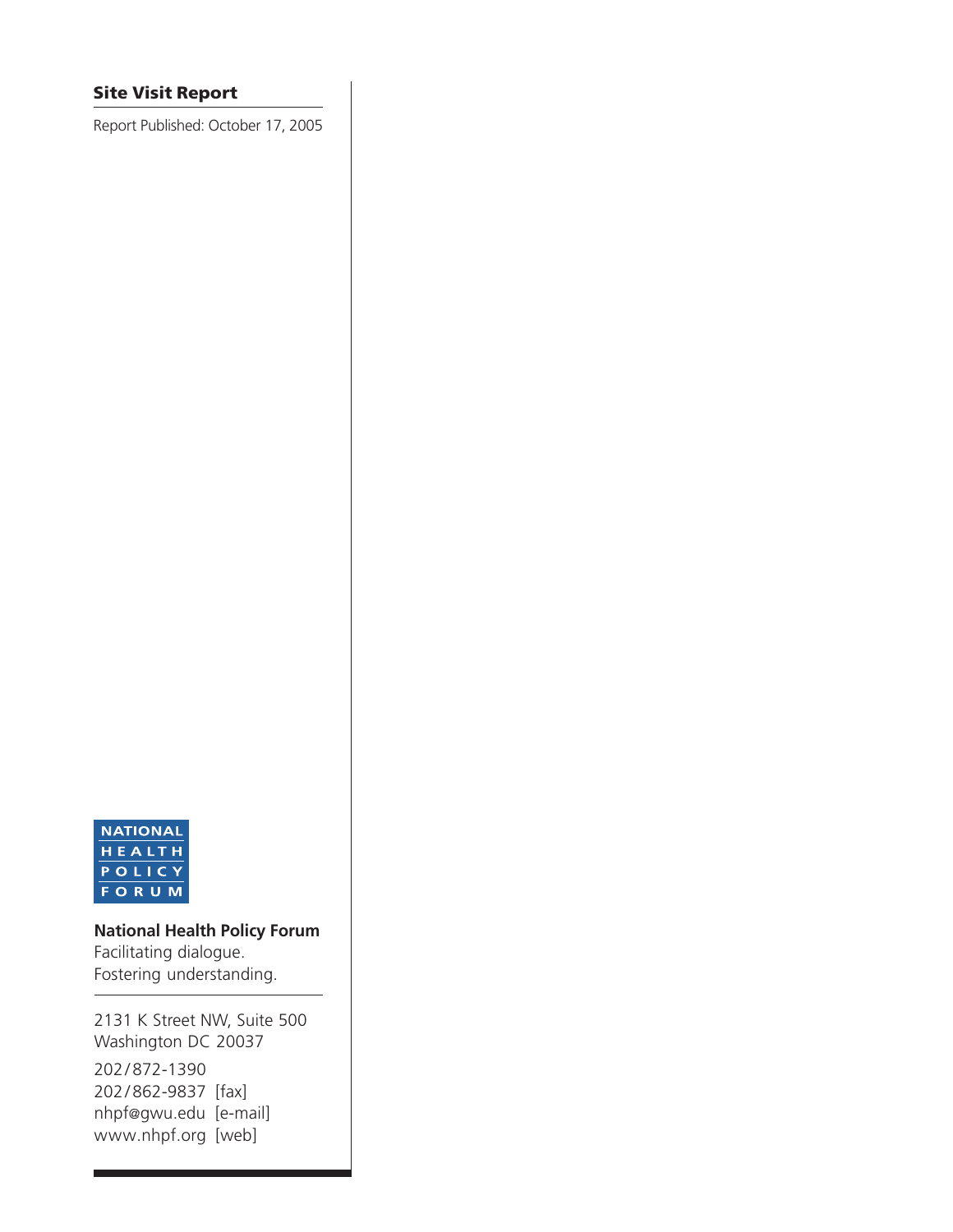**Site Visit Report**

Report Published: October 17, 2005

NATIONAL
HEALTH
POLICY
FORUM

**National Health Policy Forum**
Facilitating dialogue.
Fostering understanding.

2131 K Street NW, Suite 500
Washington DC 20037

202/872-1390
202/862-9837 [fax]
nhpf@gwu.edu [e-mail]
www.nhpf.org [web]